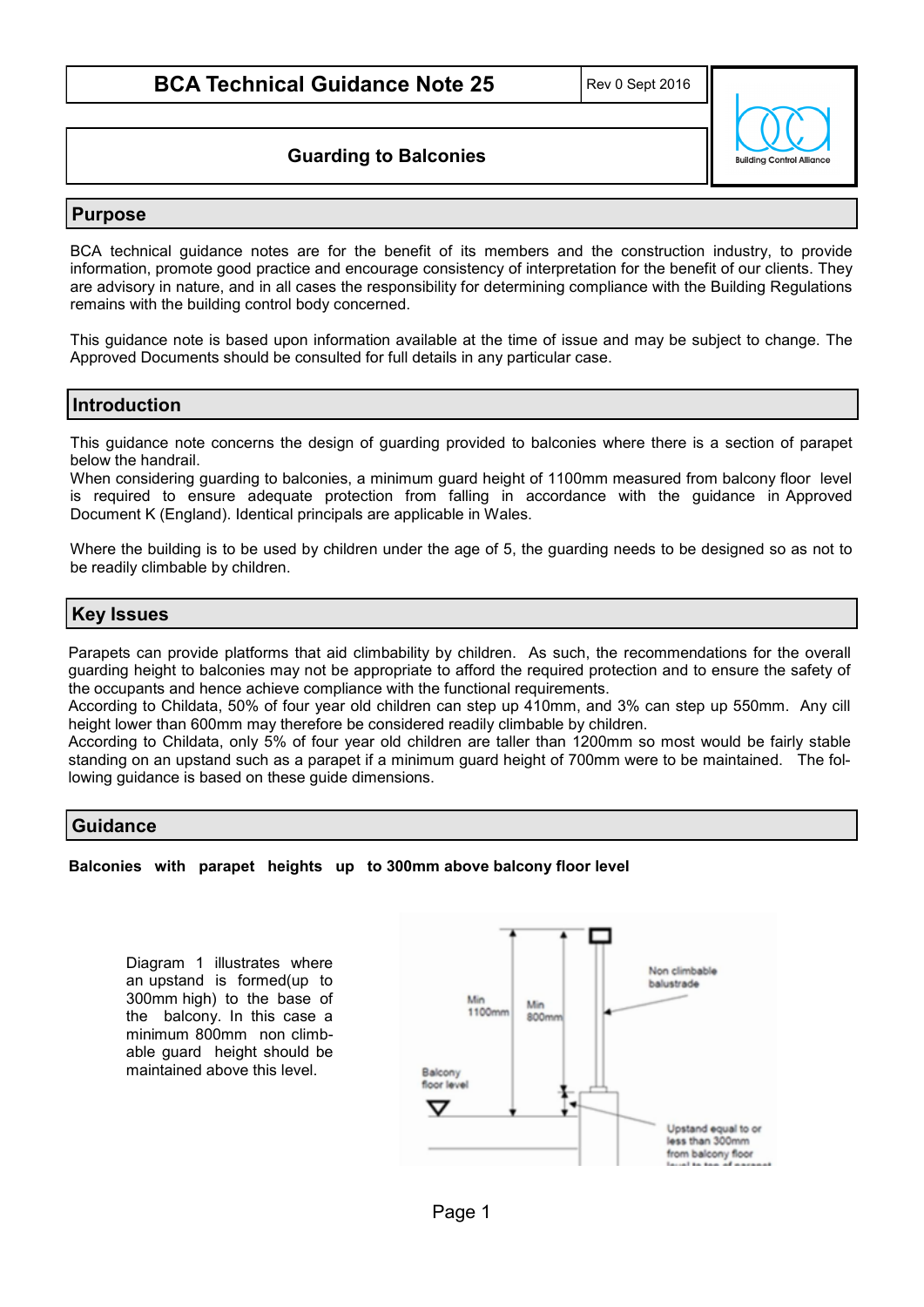# BCA Technical Guidance Note 25

Rev 0 Sept 2016

## Guarding to Balconies

## Purpose

BCA technical guidance notes are for the benefit of its members and the construction industry, to provide information, promote good practice and encourage consistency of interpretation for the benefit of our clients. They are advisory in nature, and in all cases the responsibility for determining compliance with the Building Regulations remains with the building control body concerned.

This guidance note is based upon information available at the time of issue and may be subject to change. The Approved Documents should be consulted for full details in any particular case.

## Introduction

This guidance note concerns the design of guarding provided to balconies where there is a section of parapet below the handrail.
When considering guarding to balconies, a minimum guard height of 1100mm measured from balcony floor level is required to ensure adequate protection from falling in accordance with the guidance in Approved Document K (England). Identical principals are applicable in Wales.

Where the building is to be used by children under the age of 5, the guarding needs to be designed so as not to be readily climbable by children.

## Key Issues

Parapets can provide platforms that aid climbability by children. As such, the recommendations for the overall guarding height to balconies may not be appropriate to afford the required protection and to ensure the safety of the occupants and hence achieve compliance with the functional requirements.
According to Childata, 50% of four year old children can step up 410mm, and 3% can step up 550mm. Any cill height lower than 600mm may therefore be considered readily climbable by children.
According to Childata, only 5% of four year old children are taller than 1200mm so most would be fairly stable standing on an upstand such as a parapet if a minimum guard height of 700mm were to be maintained. The following guidance is based on these guide dimensions.

## Guidance

**Balconies with parapet heights up to 300mm above balcony floor level**

Diagram 1 illustrates where an upstand is formed(up to 300mm high) to the base of the balcony. In this case a minimum 800mm non climbable guard height should be maintained above this level.

Min 1100mm

Min 800mm

Non climbable balustrade

Balcony floor level

Upstand equal to or less than 300mm from balcony floor level to top of parapet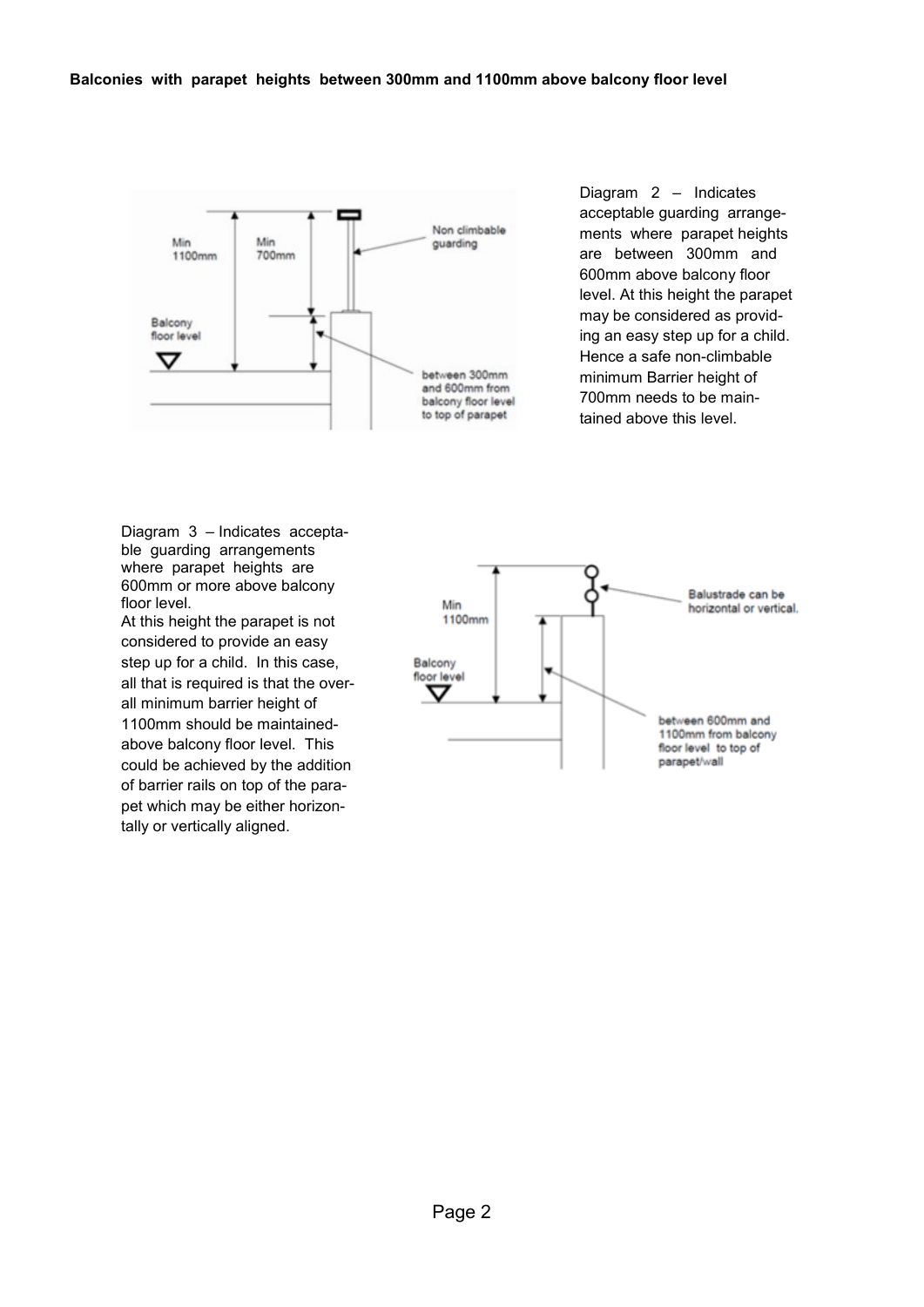**Balconies with parapet heights between 300mm and 1100mm above balcony floor level**

Min 1100mm

Min 700mm

Non climbable guarding

Balcony floor level

between 300mm and 600mm from balcony floor level to top of parapet

Diagram 2 – Indicates acceptable guarding arrangements where parapet heights are between 300mm and 600mm above balcony floor level. At this height the parapet may be considered as providing an easy step up for a child. Hence a safe non-climbable minimum Barrier height of 700mm needs to be maintained above this level.

Diagram 3 – Indicates acceptable guarding arrangements where parapet heights are 600mm or more above balcony floor level.
At this height the parapet is not considered to provide an easy step up for a child. In this case, all that is required is that the overall minimum barrier height of 1100mm should be maintained-above balcony floor level. This could be achieved by the addition of barrier rails on top of the parapet which may be either horizontally or vertically aligned.

Min 1100mm

Balustrade can be horizontal or vertical.

Balcony floor level

between 600mm and 1100mm from balcony floor level to top of parapet/wall